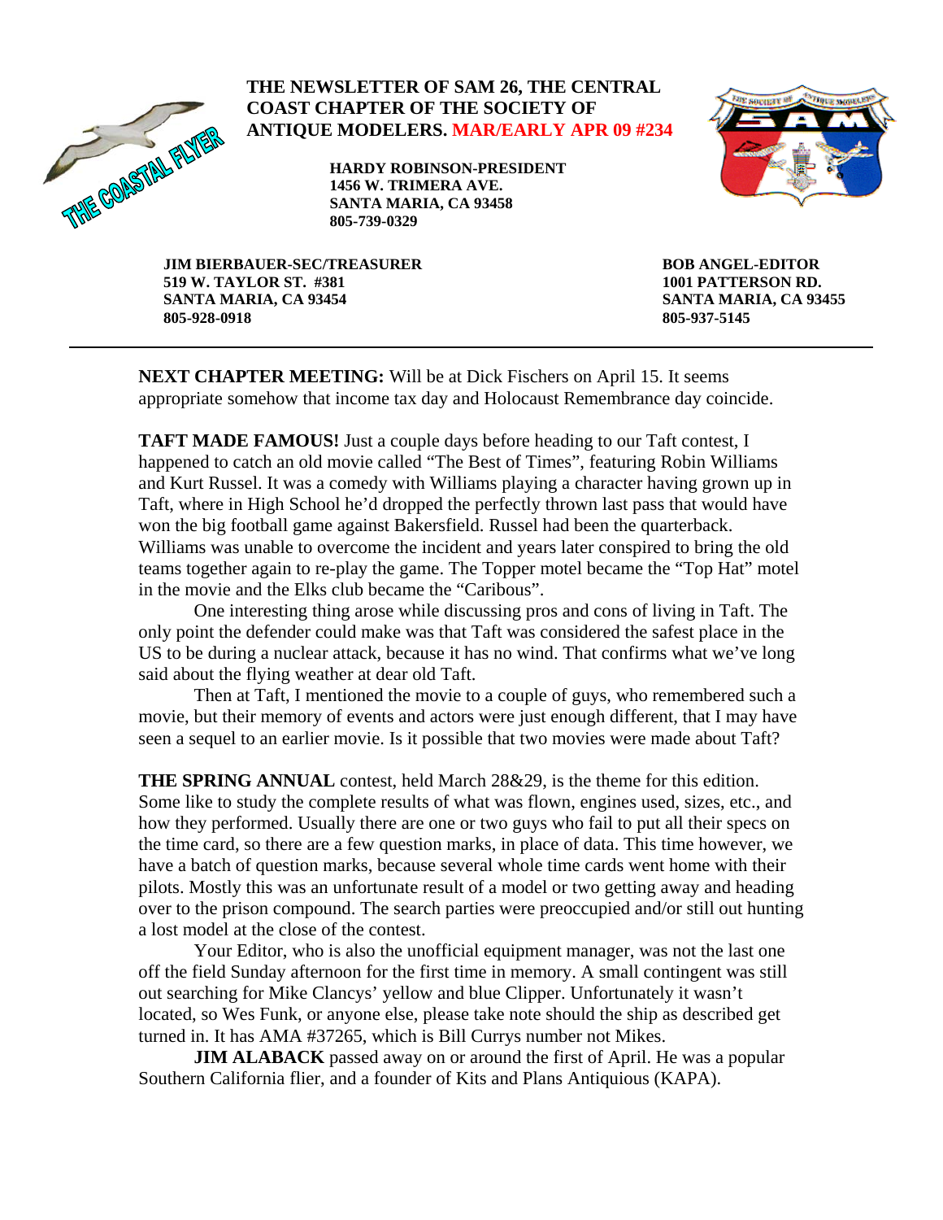# THE NEWSLETTER OF SAM 26, THE CENTRAL COAST CHAPTER OF THE SOCIETY OF ANTIQUE MODELERS. MAR/EARLY APR 09 #234

THE COASTAL FLYER

**HARDY ROBINSON-PRESIDENT**
**1456 W. TRIMERA AVE.**
**SANTA MARIA, CA 93458**
**805-739-0329**

**JIM BIERBAUER-SEC/TREASURER**
**519 W. TAYLOR ST. #381**
**SANTA MARIA, CA 93454**
**805-928-0918**

**BOB ANGEL-EDITOR**
**1001 PATTERSON RD.**
**SANTA MARIA, CA 93455**
**805-937-5145**

---

**NEXT CHAPTER MEETING:** Will be at Dick Fischers on April 15. It seems appropriate somehow that income tax day and Holocaust Remembrance day coincide.

**TAFT MADE FAMOUS!** Just a couple days before heading to our Taft contest, I happened to catch an old movie called "The Best of Times", featuring Robin Williams and Kurt Russel. It was a comedy with Williams playing a character having grown up in Taft, where in High School he'd dropped the perfectly thrown last pass that would have won the big football game against Bakersfield. Russel had been the quarterback. Williams was unable to overcome the incident and years later conspired to bring the old teams together again to re-play the game. The Topper motel became the "Top Hat" motel in the movie and the Elks club became the "Caribous".

One interesting thing arose while discussing pros and cons of living in Taft. The only point the defender could make was that Taft was considered the safest place in the US to be during a nuclear attack, because it has no wind. That confirms what we've long said about the flying weather at dear old Taft.

Then at Taft, I mentioned the movie to a couple of guys, who remembered such a movie, but their memory of events and actors were just enough different, that I may have seen a sequel to an earlier movie. Is it possible that two movies were made about Taft?

**THE SPRING ANNUAL** contest, held March 28&29, is the theme for this edition. Some like to study the complete results of what was flown, engines used, sizes, etc., and how they performed. Usually there are one or two guys who fail to put all their specs on the time card, so there are a few question marks, in place of data. This time however, we have a batch of question marks, because several whole time cards went home with their pilots. Mostly this was an unfortunate result of a model or two getting away and heading over to the prison compound. The search parties were preoccupied and/or still out hunting a lost model at the close of the contest.

Your Editor, who is also the unofficial equipment manager, was not the last one off the field Sunday afternoon for the first time in memory. A small contingent was still out searching for Mike Clancys' yellow and blue Clipper. Unfortunately it wasn't located, so Wes Funk, or anyone else, please take note should the ship as described get turned in. It has AMA #37265, which is Bill Currys number not Mikes.

**JIM ALABACK** passed away on or around the first of April. He was a popular Southern California flier, and a founder of Kits and Plans Antiquious (KAPA).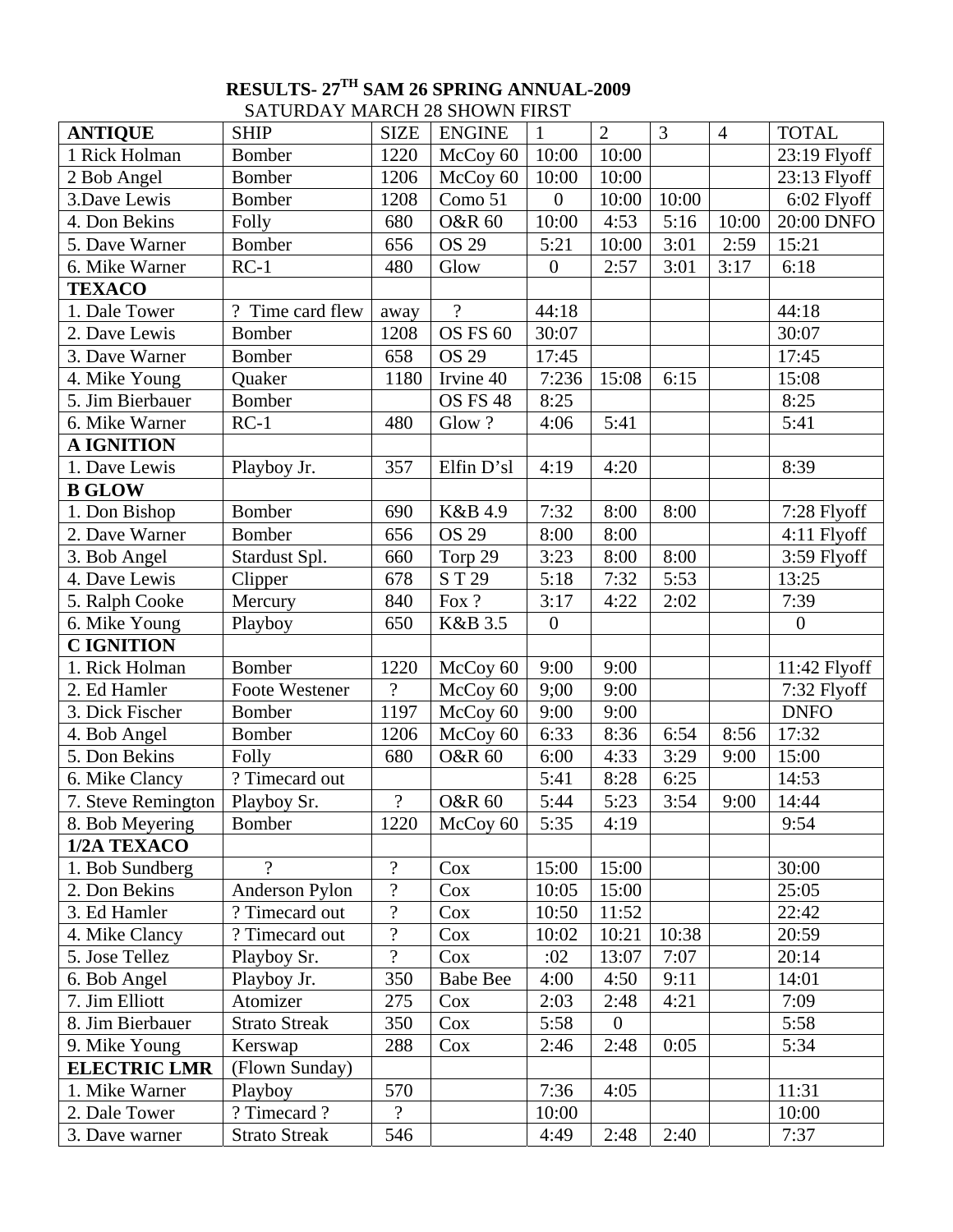# RESULTS- 27TH SAM 26 SPRING ANNUAL-2009

SATURDAY MARCH 28 SHOWN FIRST

| ANTIQUE | SHIP | SIZE | ENGINE | 1 | 2 | 3 | 4 | TOTAL |
|---|---|---|---|---|---|---|---|---|
| 1 Rick Holman | Bomber | 1220 | McCoy 60 | 10:00 | 10:00 | | | 23:19 Flyoff |
| 2 Bob Angel | Bomber | 1206 | McCoy 60 | 10:00 | 10:00 | | | 23:13 Flyoff |
| 3.Dave Lewis | Bomber | 1208 | Como 51 | 0 | 10:00 | 10:00 | | 6:02 Flyoff |
| 4. Don Bekins | Folly | 680 | O&R 60 | 10:00 | 4:53 | 5:16 | 10:00 | 20:00 DNFO |
| 5. Dave Warner | Bomber | 656 | OS 29 | 5:21 | 10:00 | 3:01 | 2:59 | 15:21 |
| 6. Mike Warner | RC-1 | 480 | Glow | 0 | 2:57 | 3:01 | 3:17 | 6:18 |
| **TEXACO** | | | | | | | | |
| 1. Dale Tower | ? Time card flew | away | ? | 44:18 | | | | 44:18 |
| 2. Dave Lewis | Bomber | 1208 | OS FS 60 | 30:07 | | | | 30:07 |
| 3. Dave Warner | Bomber | 658 | OS 29 | 17:45 | | | | 17:45 |
| 4. Mike Young | Quaker | 1180 | Irvine 40 | 7:236 | 15:08 | 6:15 | | 15:08 |
| 5. Jim Bierbauer | Bomber | | OS FS 48 | 8:25 | | | | 8:25 |
| 6. Mike Warner | RC-1 | 480 | Glow ? | 4:06 | 5:41 | | | 5:41 |
| **A IGNITION** | | | | | | | | |
| 1. Dave Lewis | Playboy Jr. | 357 | Elfin D'sl | 4:19 | 4:20 | | | 8:39 |
| **B GLOW** | | | | | | | | |
| 1. Don Bishop | Bomber | 690 | K&B 4.9 | 7:32 | 8:00 | 8:00 | | 7:28 Flyoff |
| 2. Dave Warner | Bomber | 656 | OS 29 | 8:00 | 8:00 | | | 4:11 Flyoff |
| 3. Bob Angel | Stardust Spl. | 660 | Torp 29 | 3:23 | 8:00 | 8:00 | | 3:59 Flyoff |
| 4. Dave Lewis | Clipper | 678 | S T 29 | 5:18 | 7:32 | 5:53 | | 13:25 |
| 5. Ralph Cooke | Mercury | 840 | Fox ? | 3:17 | 4:22 | 2:02 | | 7:39 |
| 6. Mike Young | Playboy | 650 | K&B 3.5 | 0 | | | | 0 |
| **C IGNITION** | | | | | | | | |
| 1. Rick Holman | Bomber | 1220 | McCoy 60 | 9:00 | 9:00 | | | 11:42 Flyoff |
| 2. Ed Hamler | Foote Westener | ? | McCoy 60 | 9;00 | 9:00 | | | 7:32 Flyoff |
| 3. Dick Fischer | Bomber | 1197 | McCoy 60 | 9:00 | 9:00 | | | DNFO |
| 4. Bob Angel | Bomber | 1206 | McCoy 60 | 6:33 | 8:36 | 6:54 | 8:56 | 17:32 |
| 5. Don Bekins | Folly | 680 | O&R 60 | 6:00 | 4:33 | 3:29 | 9:00 | 15:00 |
| 6. Mike Clancy | ? Timecard out | | | 5:41 | 8:28 | 6:25 | | 14:53 |
| 7. Steve Remington | Playboy Sr. | ? | O&R 60 | 5:44 | 5:23 | 3:54 | 9:00 | 14:44 |
| 8. Bob Meyering | Bomber | 1220 | McCoy 60 | 5:35 | 4:19 | | | 9:54 |
| **1/2A TEXACO** | | | | | | | | |
| 1. Bob Sundberg | ? | ? | Cox | 15:00 | 15:00 | | | 30:00 |
| 2. Don Bekins | Anderson Pylon | ? | Cox | 10:05 | 15:00 | | | 25:05 |
| 3. Ed Hamler | ? Timecard out | ? | Cox | 10:50 | 11:52 | | | 22:42 |
| 4. Mike Clancy | ? Timecard out | ? | Cox | 10:02 | 10:21 | 10:38 | | 20:59 |
| 5. Jose Tellez | Playboy Sr. | ? | Cox | :02 | 13:07 | 7:07 | | 20:14 |
| 6. Bob Angel | Playboy Jr. | 350 | Babe Bee | 4:00 | 4:50 | 9:11 | | 14:01 |
| 7. Jim Elliott | Atomizer | 275 | Cox | 2:03 | 2:48 | 4:21 | | 7:09 |
| 8. Jim Bierbauer | Strato Streak | 350 | Cox | 5:58 | 0 | | | 5:58 |
| 9. Mike Young | Kerswap | 288 | Cox | 2:46 | 2:48 | 0:05 | | 5:34 |
| **ELECTRIC LMR** | (Flown Sunday) | | | | | | | |
| 1. Mike Warner | Playboy | 570 | | 7:36 | 4:05 | | | 11:31 |
| 2. Dale Tower | ? Timecard ? | ? | | 10:00 | | | | 10:00 |
| 3. Dave warner | Strato Streak | 546 | | 4:49 | 2:48 | 2:40 | | 7:37 |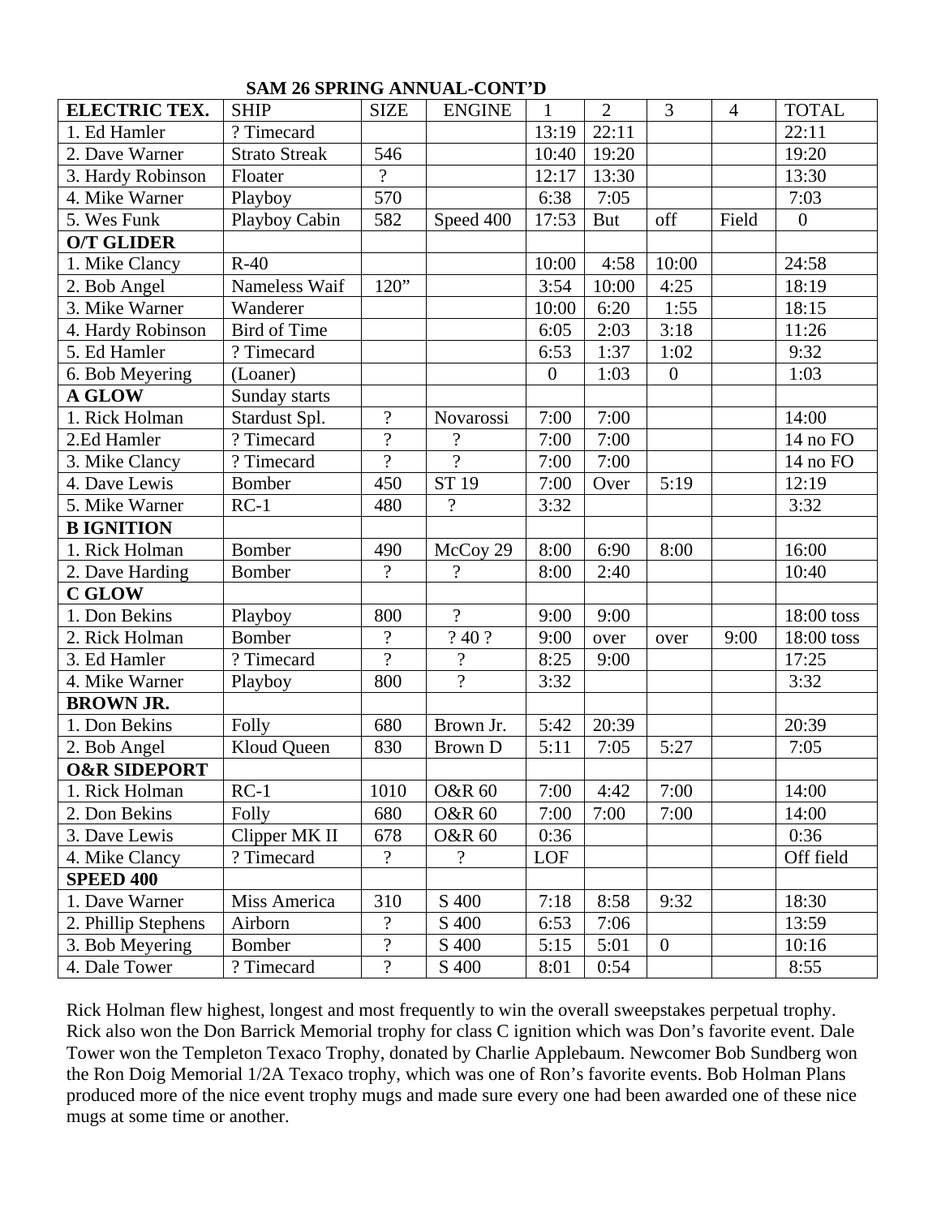## SAM 26 SPRING ANNUAL-CONT'D

| ELECTRIC TEX. | SHIP | SIZE | ENGINE | 1 | 2 | 3 | 4 | TOTAL |
|---|---|---|---|---|---|---|---|---|
| 1. Ed Hamler | ? Timecard | | | 13:19 | 22:11 | | | 22:11 |
| 2. Dave Warner | Strato Streak | 546 | | 10:40 | 19:20 | | | 19:20 |
| 3. Hardy Robinson | Floater | ? | | 12:17 | 13:30 | | | 13:30 |
| 4. Mike Warner | Playboy | 570 | | 6:38 | 7:05 | | | 7:03 |
| 5. Wes Funk | Playboy Cabin | 582 | Speed 400 | 17:53 | But | off | Field | 0 |
| **O/T GLIDER** | | | | | | | | |
| 1. Mike Clancy | R-40 | | | 10:00 | 4:58 | 10:00 | | 24:58 |
| 2. Bob Angel | Nameless Waif | 120" | | 3:54 | 10:00 | 4:25 | | 18:19 |
| 3. Mike Warner | Wanderer | | | 10:00 | 6:20 | 1:55 | | 18:15 |
| 4. Hardy Robinson | Bird of Time | | | 6:05 | 2:03 | 3:18 | | 11:26 |
| 5. Ed Hamler | ? Timecard | | | 6:53 | 1:37 | 1:02 | | 9:32 |
| 6. Bob Meyering | (Loaner) | | | 0 | 1:03 | 0 | | 1:03 |
| **A GLOW** | Sunday starts | | | | | | | |
| 1. Rick Holman | Stardust Spl. | ? | Novarossi | 7:00 | 7:00 | | | 14:00 |
| 2.Ed Hamler | ? Timecard | ? | ? | 7:00 | 7:00 | | | 14 no FO |
| 3. Mike Clancy | ? Timecard | ? | ? | 7:00 | 7:00 | | | 14 no FO |
| 4. Dave Lewis | Bomber | 450 | ST 19 | 7:00 | Over | 5:19 | | 12:19 |
| 5. Mike Warner | RC-1 | 480 | ? | 3:32 | | | | 3:32 |
| **B IGNITION** | | | | | | | | |
| 1. Rick Holman | Bomber | 490 | McCoy 29 | 8:00 | 6:90 | 8:00 | | 16:00 |
| 2. Dave Harding | Bomber | ? | ? | 8:00 | 2:40 | | | 10:40 |
| **C GLOW** | | | | | | | | |
| 1. Don Bekins | Playboy | 800 | ? | 9:00 | 9:00 | | | 18:00 toss |
| 2. Rick Holman | Bomber | ? | ? 40 ? | 9:00 | over | over | 9:00 | 18:00 toss |
| 3. Ed Hamler | ? Timecard | ? | ? | 8:25 | 9:00 | | | 17:25 |
| 4. Mike Warner | Playboy | 800 | ? | 3:32 | | | | 3:32 |
| **BROWN JR.** | | | | | | | | |
| 1. Don Bekins | Folly | 680 | Brown Jr. | 5:42 | 20:39 | | | 20:39 |
| 2. Bob Angel | Kloud Queen | 830 | Brown D | 5:11 | 7:05 | 5:27 | | 7:05 |
| **O&R SIDEPORT** | | | | | | | | |
| 1. Rick Holman | RC-1 | 1010 | O&R 60 | 7:00 | 4:42 | 7:00 | | 14:00 |
| 2. Don Bekins | Folly | 680 | O&R 60 | 7:00 | 7:00 | 7:00 | | 14:00 |
| 3. Dave Lewis | Clipper MK II | 678 | O&R 60 | 0:36 | | | | 0:36 |
| 4. Mike Clancy | ? Timecard | ? | ? | LOF | | | | Off field |
| **SPEED 400** | | | | | | | | |
| 1. Dave Warner | Miss America | 310 | S 400 | 7:18 | 8:58 | 9:32 | | 18:30 |
| 2. Phillip Stephens | Airborn | ? | S 400 | 6:53 | 7:06 | | | 13:59 |
| 3. Bob Meyering | Bomber | ? | S 400 | 5:15 | 5:01 | 0 | | 10:16 |
| 4. Dale Tower | ? Timecard | ? | S 400 | 8:01 | 0:54 | | | 8:55 |

Rick Holman flew highest, longest and most frequently to win the overall sweepstakes perpetual trophy. Rick also won the Don Barrick Memorial trophy for class C ignition which was Don's favorite event. Dale Tower won the Templeton Texaco Trophy, donated by Charlie Applebaum. Newcomer Bob Sundberg won the Ron Doig Memorial 1/2A Texaco trophy, which was one of Ron's favorite events. Bob Holman Plans produced more of the nice event trophy mugs and made sure every one had been awarded one of these nice mugs at some time or another.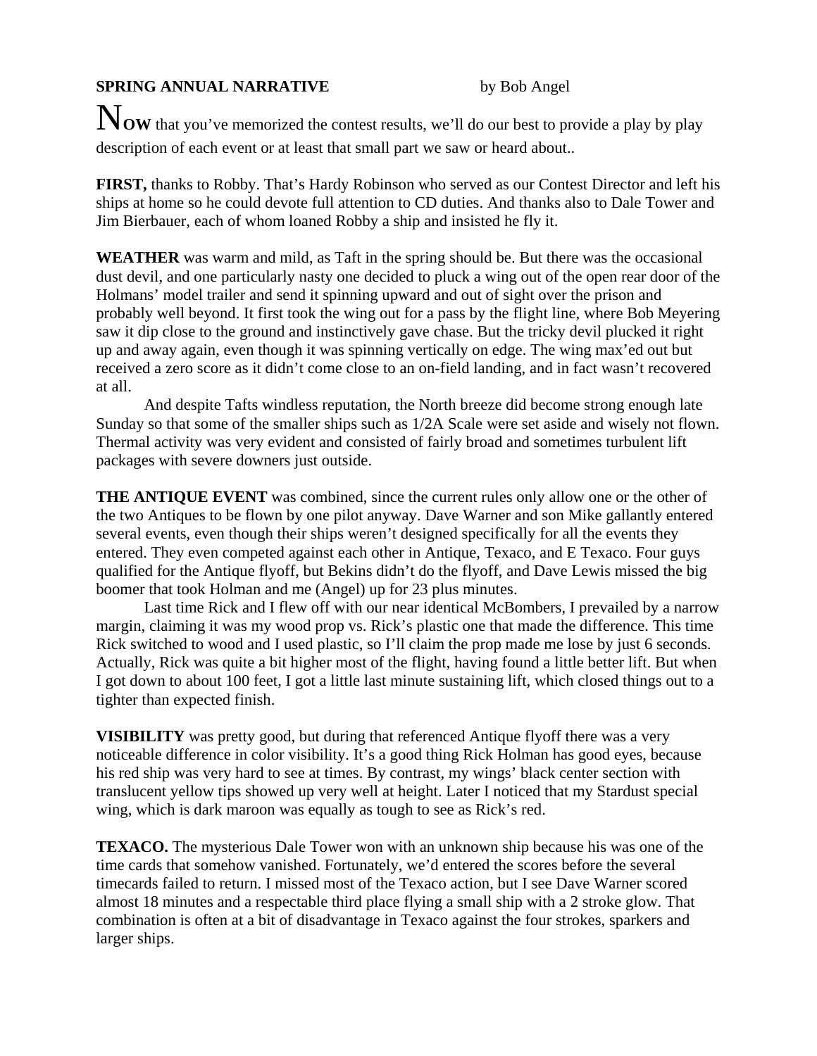**SPRING ANNUAL NARRATIVE** by Bob Angel

**NOW** that you've memorized the contest results, we'll do our best to provide a play by play description of each event or at least that small part we saw or heard about..

**FIRST,** thanks to Robby. That's Hardy Robinson who served as our Contest Director and left his ships at home so he could devote full attention to CD duties. And thanks also to Dale Tower and Jim Bierbauer, each of whom loaned Robby a ship and insisted he fly it.

**WEATHER** was warm and mild, as Taft in the spring should be. But there was the occasional dust devil, and one particularly nasty one decided to pluck a wing out of the open rear door of the Holmans' model trailer and send it spinning upward and out of sight over the prison and probably well beyond. It first took the wing out for a pass by the flight line, where Bob Meyering saw it dip close to the ground and instinctively gave chase. But the tricky devil plucked it right up and away again, even though it was spinning vertically on edge. The wing max'ed out but received a zero score as it didn't come close to an on-field landing, and in fact wasn't recovered at all.

And despite Tafts windless reputation, the North breeze did become strong enough late Sunday so that some of the smaller ships such as 1/2A Scale were set aside and wisely not flown. Thermal activity was very evident and consisted of fairly broad and sometimes turbulent lift packages with severe downers just outside.

**THE ANTIQUE EVENT** was combined, since the current rules only allow one or the other of the two Antiques to be flown by one pilot anyway. Dave Warner and son Mike gallantly entered several events, even though their ships weren't designed specifically for all the events they entered. They even competed against each other in Antique, Texaco, and E Texaco. Four guys qualified for the Antique flyoff, but Bekins didn't do the flyoff, and Dave Lewis missed the big boomer that took Holman and me (Angel) up for 23 plus minutes.

Last time Rick and I flew off with our near identical McBombers, I prevailed by a narrow margin, claiming it was my wood prop vs. Rick's plastic one that made the difference. This time Rick switched to wood and I used plastic, so I'll claim the prop made me lose by just 6 seconds. Actually, Rick was quite a bit higher most of the flight, having found a little better lift. But when I got down to about 100 feet, I got a little last minute sustaining lift, which closed things out to a tighter than expected finish.

**VISIBILITY** was pretty good, but during that referenced Antique flyoff there was a very noticeable difference in color visibility. It's a good thing Rick Holman has good eyes, because his red ship was very hard to see at times. By contrast, my wings' black center section with translucent yellow tips showed up very well at height. Later I noticed that my Stardust special wing, which is dark maroon was equally as tough to see as Rick's red.

**TEXACO.** The mysterious Dale Tower won with an unknown ship because his was one of the time cards that somehow vanished. Fortunately, we'd entered the scores before the several timecards failed to return. I missed most of the Texaco action, but I see Dave Warner scored almost 18 minutes and a respectable third place flying a small ship with a 2 stroke glow. That combination is often at a bit of disadvantage in Texaco against the four strokes, sparkers and larger ships.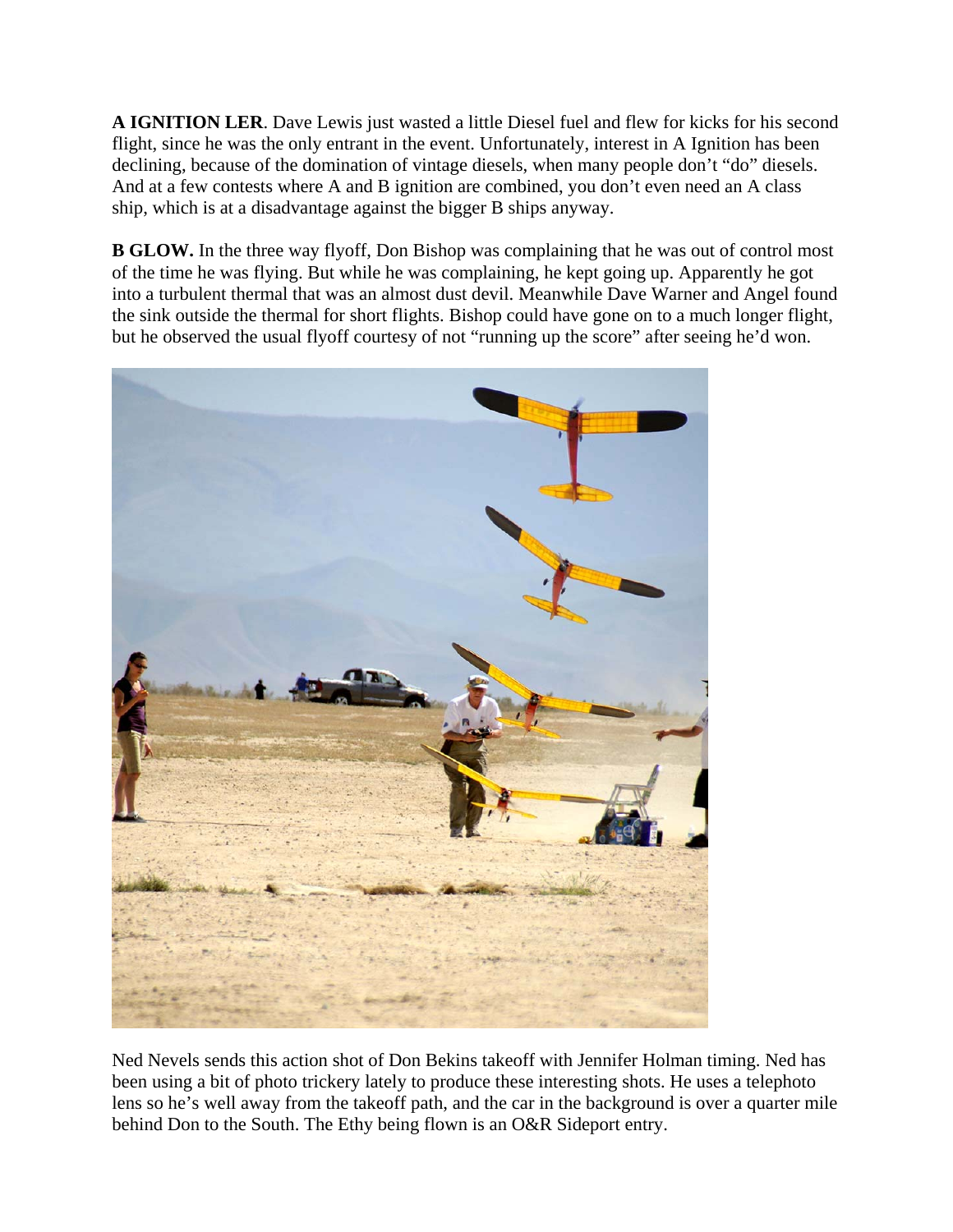**A IGNITION LER**. Dave Lewis just wasted a little Diesel fuel and flew for kicks for his second flight, since he was the only entrant in the event. Unfortunately, interest in A Ignition has been declining, because of the domination of vintage diesels, when many people don't "do" diesels. And at a few contests where A and B ignition are combined, you don't even need an A class ship, which is at a disadvantage against the bigger B ships anyway.

**B GLOW.** In the three way flyoff, Don Bishop was complaining that he was out of control most of the time he was flying. But while he was complaining, he kept going up. Apparently he got into a turbulent thermal that was an almost dust devil. Meanwhile Dave Warner and Angel found the sink outside the thermal for short flights. Bishop could have gone on to a much longer flight, but he observed the usual flyoff courtesy of not "running up the score" after seeing he'd won.

Ned Nevels sends this action shot of Don Bekins takeoff with Jennifer Holman timing. Ned has been using a bit of photo trickery lately to produce these interesting shots. He uses a telephoto lens so he's well away from the takeoff path, and the car in the background is over a quarter mile behind Don to the South. The Ethy being flown is an O&R Sideport entry.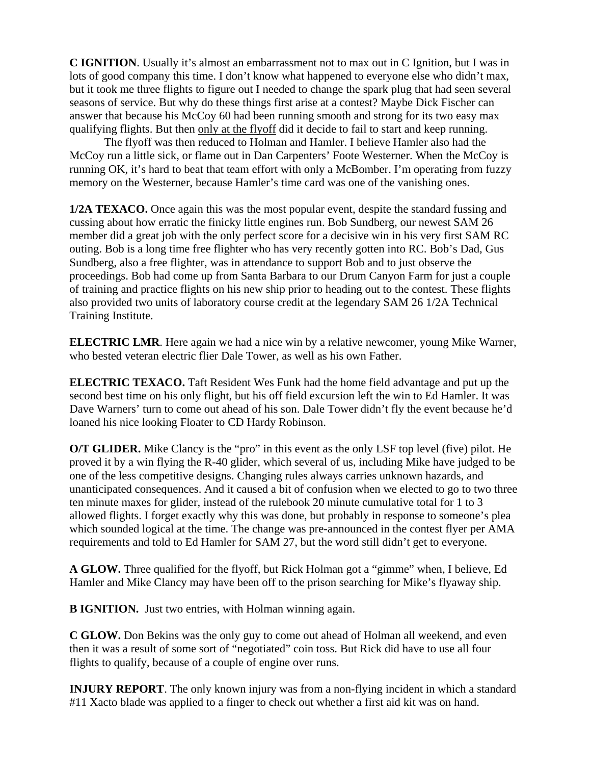**C IGNITION**. Usually it's almost an embarrassment not to max out in C Ignition, but I was in lots of good company this time. I don't know what happened to everyone else who didn't max, but it took me three flights to figure out I needed to change the spark plug that had seen several seasons of service. But why do these things first arise at a contest? Maybe Dick Fischer can answer that because his McCoy 60 had been running smooth and strong for its two easy max qualifying flights. But then <u>only at the flyoff</u> did it decide to fail to start and keep running.

The flyoff was then reduced to Holman and Hamler. I believe Hamler also had the McCoy run a little sick, or flame out in Dan Carpenters' Foote Westerner. When the McCoy is running OK, it's hard to beat that team effort with only a McBomber. I'm operating from fuzzy memory on the Westerner, because Hamler's time card was one of the vanishing ones.

**1/2A TEXACO.** Once again this was the most popular event, despite the standard fussing and cussing about how erratic the finicky little engines run. Bob Sundberg, our newest SAM 26 member did a great job with the only perfect score for a decisive win in his very first SAM RC outing. Bob is a long time free flighter who has very recently gotten into RC. Bob's Dad, Gus Sundberg, also a free flighter, was in attendance to support Bob and to just observe the proceedings. Bob had come up from Santa Barbara to our Drum Canyon Farm for just a couple of training and practice flights on his new ship prior to heading out to the contest. These flights also provided two units of laboratory course credit at the legendary SAM 26 1/2A Technical Training Institute.

**ELECTRIC LMR**. Here again we had a nice win by a relative newcomer, young Mike Warner, who bested veteran electric flier Dale Tower, as well as his own Father.

**ELECTRIC TEXACO.** Taft Resident Wes Funk had the home field advantage and put up the second best time on his only flight, but his off field excursion left the win to Ed Hamler. It was Dave Warners' turn to come out ahead of his son. Dale Tower didn't fly the event because he'd loaned his nice looking Floater to CD Hardy Robinson.

**O/T GLIDER.** Mike Clancy is the "pro" in this event as the only LSF top level (five) pilot. He proved it by a win flying the R-40 glider, which several of us, including Mike have judged to be one of the less competitive designs. Changing rules always carries unknown hazards, and unanticipated consequences. And it caused a bit of confusion when we elected to go to two three ten minute maxes for glider, instead of the rulebook 20 minute cumulative total for 1 to 3 allowed flights. I forget exactly why this was done, but probably in response to someone's plea which sounded logical at the time. The change was pre-announced in the contest flyer per AMA requirements and told to Ed Hamler for SAM 27, but the word still didn't get to everyone.

**A GLOW.** Three qualified for the flyoff, but Rick Holman got a "gimme" when, I believe, Ed Hamler and Mike Clancy may have been off to the prison searching for Mike's flyaway ship.

**B IGNITION.** Just two entries, with Holman winning again.

**C GLOW.** Don Bekins was the only guy to come out ahead of Holman all weekend, and even then it was a result of some sort of "negotiated" coin toss. But Rick did have to use all four flights to qualify, because of a couple of engine over runs.

**INJURY REPORT**. The only known injury was from a non-flying incident in which a standard #11 Xacto blade was applied to a finger to check out whether a first aid kit was on hand.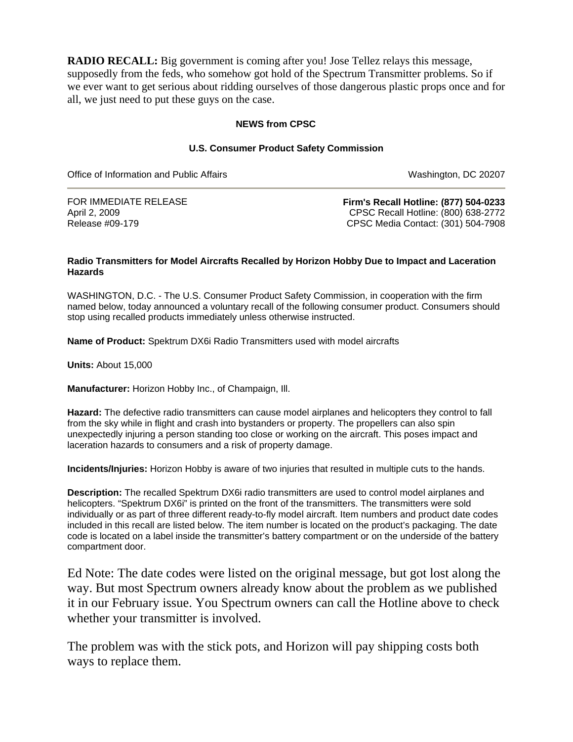**RADIO RECALL:** Big government is coming after you! Jose Tellez relays this message, supposedly from the feds, who somehow got hold of the Spectrum Transmitter problems. So if we ever want to get serious about ridding ourselves of those dangerous plastic props once and for all, we just need to put these guys on the case.

**NEWS from CPSC**

**U.S. Consumer Product Safety Commission**

Office of Information and Public Affairs — Washington, DC 20207

---

FOR IMMEDIATE RELEASE
April 2, 2009
Release #09-179

**Firm's Recall Hotline: (877) 504-0233**
CPSC Recall Hotline: (800) 638-2772
CPSC Media Contact: (301) 504-7908

**Radio Transmitters for Model Aircrafts Recalled by Horizon Hobby Due to Impact and Laceration Hazards**

WASHINGTON, D.C. - The U.S. Consumer Product Safety Commission, in cooperation with the firm named below, today announced a voluntary recall of the following consumer product. Consumers should stop using recalled products immediately unless otherwise instructed.

**Name of Product:** Spektrum DX6i Radio Transmitters used with model aircrafts

**Units:** About 15,000

**Manufacturer:** Horizon Hobby Inc., of Champaign, Ill.

**Hazard:** The defective radio transmitters can cause model airplanes and helicopters they control to fall from the sky while in flight and crash into bystanders or property. The propellers can also spin unexpectedly injuring a person standing too close or working on the aircraft. This poses impact and laceration hazards to consumers and a risk of property damage.

**Incidents/Injuries:** Horizon Hobby is aware of two injuries that resulted in multiple cuts to the hands.

**Description:** The recalled Spektrum DX6i radio transmitters are used to control model airplanes and helicopters. "Spektrum DX6i" is printed on the front of the transmitters. The transmitters were sold individually or as part of three different ready-to-fly model aircraft. Item numbers and product date codes included in this recall are listed below. The item number is located on the product's packaging. The date code is located on a label inside the transmitter's battery compartment or on the underside of the battery compartment door.

Ed Note: The date codes were listed on the original message, but got lost along the way. But most Spectrum owners already know about the problem as we published it in our February issue. You Spectrum owners can call the Hotline above to check whether your transmitter is involved.

The problem was with the stick pots, and Horizon will pay shipping costs both ways to replace them.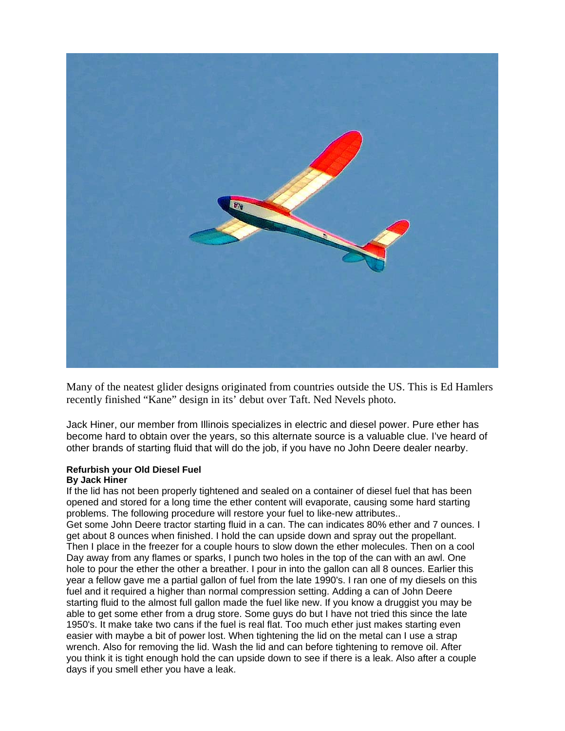Many of the neatest glider designs originated from countries outside the US. This is Ed Hamlers recently finished "Kane" design in its' debut over Taft. Ned Nevels photo.

Jack Hiner, our member from Illinois specializes in electric and diesel power. Pure ether has become hard to obtain over the years, so this alternate source is a valuable clue. I've heard of other brands of starting fluid that will do the job, if you have no John Deere dealer nearby.

**Refurbish your Old Diesel Fuel**
**By Jack Hiner**

If the lid has not been properly tightened and sealed on a container of diesel fuel that has been opened and stored for a long time the ether content will evaporate, causing some hard starting problems. The following procedure will restore your fuel to like-new attributes..
Get some John Deere tractor starting fluid in a can. The can indicates 80% ether and 7 ounces. I get about 8 ounces when finished. I hold the can upside down and spray out the propellant. Then I place in the freezer for a couple hours to slow down the ether molecules. Then on a cool Day away from any flames or sparks, I punch two holes in the top of the can with an awl. One hole to pour the ether the other a breather. I pour in into the gallon can all 8 ounces. Earlier this year a fellow gave me a partial gallon of fuel from the late 1990's. I ran one of my diesels on this fuel and it required a higher than normal compression setting. Adding a can of John Deere starting fluid to the almost full gallon made the fuel like new. If you know a druggist you may be able to get some ether from a drug store. Some guys do but I have not tried this since the late 1950's. It make take two cans if the fuel is real flat. Too much ether just makes starting even easier with maybe a bit of power lost. When tightening the lid on the metal can I use a strap wrench. Also for removing the lid. Wash the lid and can before tightening to remove oil. After you think it is tight enough hold the can upside down to see if there is a leak. Also after a couple days if you smell ether you have a leak.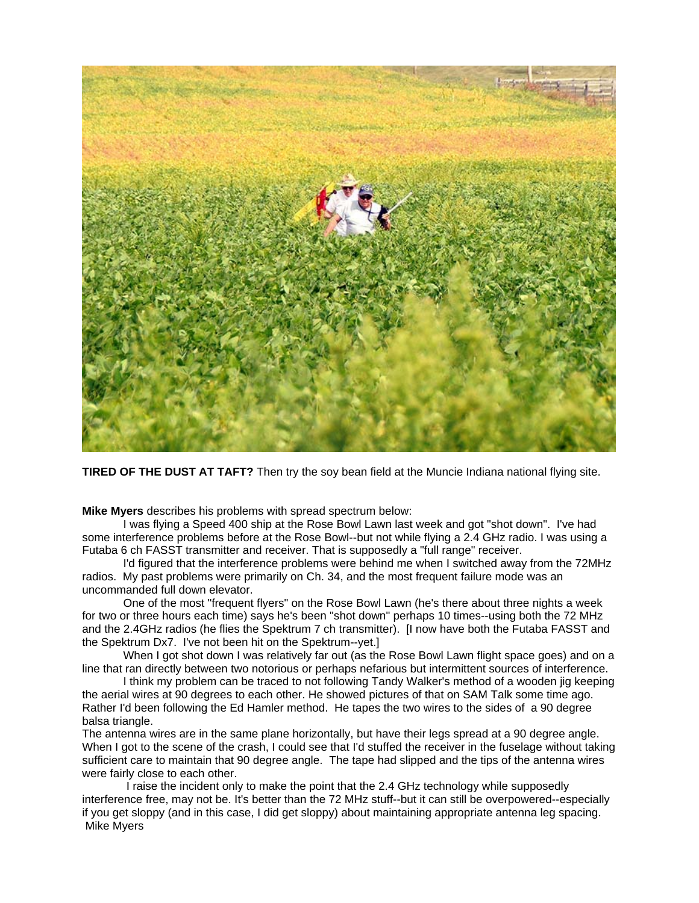**TIRED OF THE DUST AT TAFT?** Then try the soy bean field at the Muncie Indiana national flying site.

**Mike Myers** describes his problems with spread spectrum below:

I was flying a Speed 400 ship at the Rose Bowl Lawn last week and got "shot down". I've had some interference problems before at the Rose Bowl--but not while flying a 2.4 GHz radio. I was using a Futaba 6 ch FASST transmitter and receiver. That is supposedly a "full range" receiver.

I'd figured that the interference problems were behind me when I switched away from the 72MHz radios. My past problems were primarily on Ch. 34, and the most frequent failure mode was an uncommanded full down elevator.

One of the most "frequent flyers" on the Rose Bowl Lawn (he's there about three nights a week for two or three hours each time) says he's been "shot down" perhaps 10 times--using both the 72 MHz and the 2.4GHz radios (he flies the Spektrum 7 ch transmitter). [I now have both the Futaba FASST and the Spektrum Dx7. I've not been hit on the Spektrum--yet.]

When I got shot down I was relatively far out (as the Rose Bowl Lawn flight space goes) and on a line that ran directly between two notorious or perhaps nefarious but intermittent sources of interference.

I think my problem can be traced to not following Tandy Walker's method of a wooden jig keeping the aerial wires at 90 degrees to each other. He showed pictures of that on SAM Talk some time ago. Rather I'd been following the Ed Hamler method. He tapes the two wires to the sides of a 90 degree balsa triangle.

The antenna wires are in the same plane horizontally, but have their legs spread at a 90 degree angle. When I got to the scene of the crash, I could see that I'd stuffed the receiver in the fuselage without taking sufficient care to maintain that 90 degree angle. The tape had slipped and the tips of the antenna wires were fairly close to each other.

I raise the incident only to make the point that the 2.4 GHz technology while supposedly interference free, may not be. It's better than the 72 MHz stuff--but it can still be overpowered--especially if you get sloppy (and in this case, I did get sloppy) about maintaining appropriate antenna leg spacing.

Mike Myers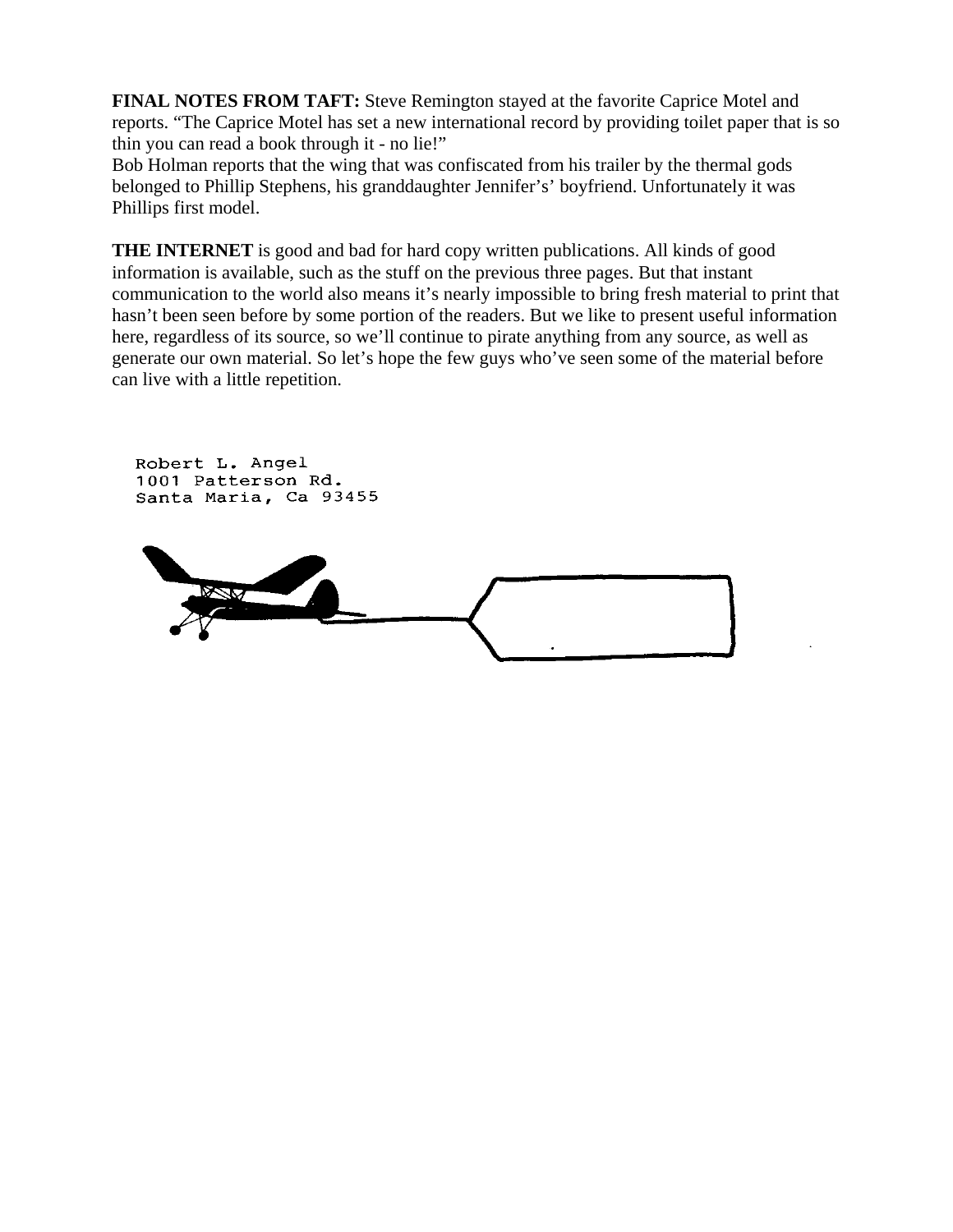**FINAL NOTES FROM TAFT:** Steve Remington stayed at the favorite Caprice Motel and reports. “The Caprice Motel has set a new international record by providing toilet paper that is so thin you can read a book through it - no lie!”
Bob Holman reports that the wing that was confiscated from his trailer by the thermal gods belonged to Phillip Stephens, his granddaughter Jennifer’s’ boyfriend. Unfortunately it was Phillips first model.

**THE INTERNET** is good and bad for hard copy written publications. All kinds of good information is available, such as the stuff on the previous three pages. But that instant communication to the world also means it’s nearly impossible to bring fresh material to print that hasn’t been seen before by some portion of the readers. But we like to present useful information here, regardless of its source, so we’ll continue to pirate anything from any source, as well as generate our own material. So let’s hope the few guys who’ve seen some of the material before can live with a little repetition.

Robert L. Angel
1001 Patterson Rd.
Santa Maria, Ca 93455